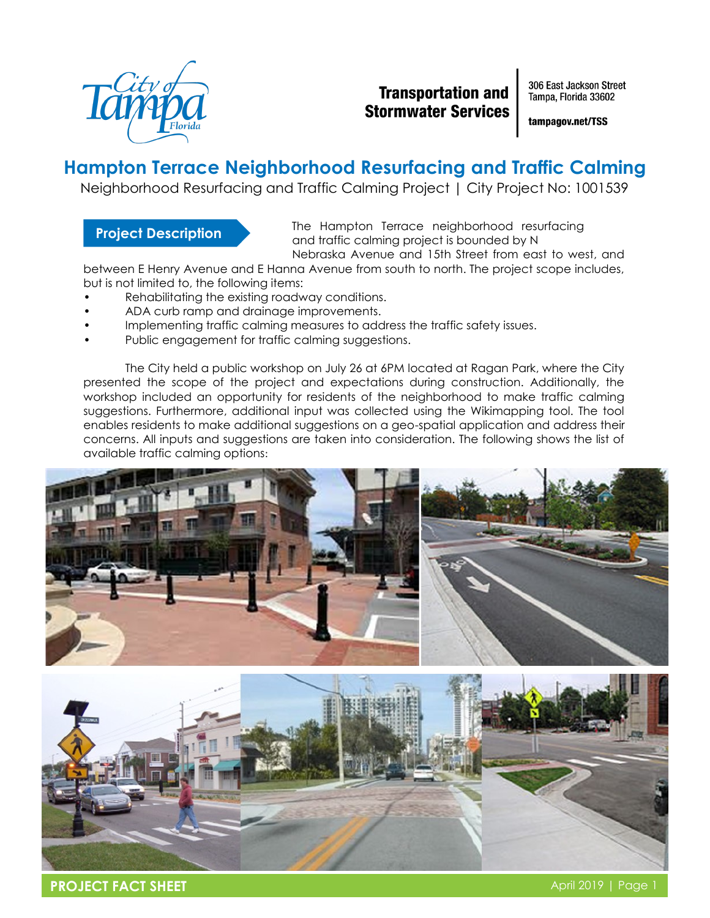City of Tampa Florida

**Transportation and Stormwater Services**

306 East Jackson Street
Tampa, Florida 33602

tampagov.net/TSS

# Hampton Terrace Neighborhood Resurfacing and Traffic Calming

Neighborhood Resurfacing and Traffic Calming Project | City Project No: 1001539

## Project Description

The Hampton Terrace neighborhood resurfacing and traffic calming project is bounded by N Nebraska Avenue and 15th Street from east to west, and between E Henry Avenue and E Hanna Avenue from south to north. The project scope includes, but is not limited to, the following items:

- Rehabilitating the existing roadway conditions.
- ADA curb ramp and drainage improvements.
- Implementing traffic calming measures to address the traffic safety issues.
- Public engagement for traffic calming suggestions.

The City held a public workshop on July 26 at 6PM located at Ragan Park, where the City presented the scope of the project and expectations during construction. Additionally, the workshop included an opportunity for residents of the neighborhood to make traffic calming suggestions. Furthermore, additional input was collected using the Wikimapping tool. The tool enables residents to make additional suggestions on a geo-spatial application and address their concerns. All inputs and suggestions are taken into consideration. The following shows the list of available traffic calming options:

**PROJECT FACT SHEET**

April 2019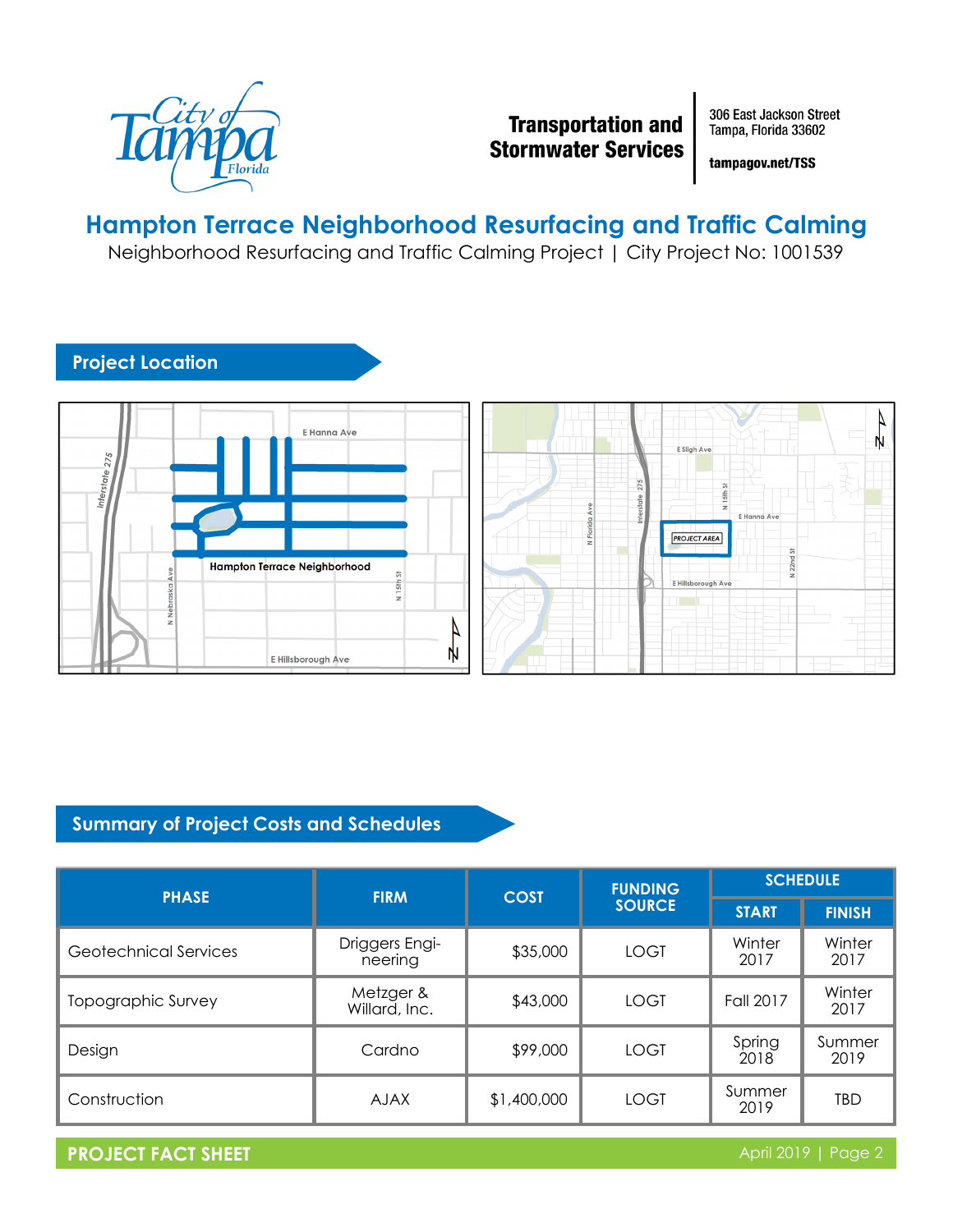Transportation and Stormwater Services

306 East Jackson Street
Tampa, Florida 33602

tampagov.net/TSS

# Hampton Terrace Neighborhood Resurfacing and Traffic Calming

Neighborhood Resurfacing and Traffic Calming Project | City Project No: 1001539

## Project Location

E Hanna Ave
Interstate 275
Hampton Terrace Neighborhood
N Nebraska Ave
N 15th St
E Hillsborough Ave

E Sligh Ave
N Florida Ave
Interstate 275
N 15th St
E Hanna Ave
PROJECT AREA
N 22nd St
E Hillsborough Ave

## Summary of Project Costs and Schedules

| PHASE | FIRM | COST | FUNDING SOURCE | SCHEDULE | |
|---|---|---|---|---|---|
| | | | | START | FINISH |
| Geotechnical Services | Driggers Engineering | $35,000 | LOGT | Winter 2017 | Winter 2017 |
| Topographic Survey | Metzger & Willard, Inc. | $43,000 | LOGT | Fall 2017 | Winter 2017 |
| Design | Cardno | $99,000 | LOGT | Spring 2018 | Summer 2019 |
| Construction | AJAX | $1,400,000 | LOGT | Summer 2019 | TBD |

PROJECT FACT SHEET